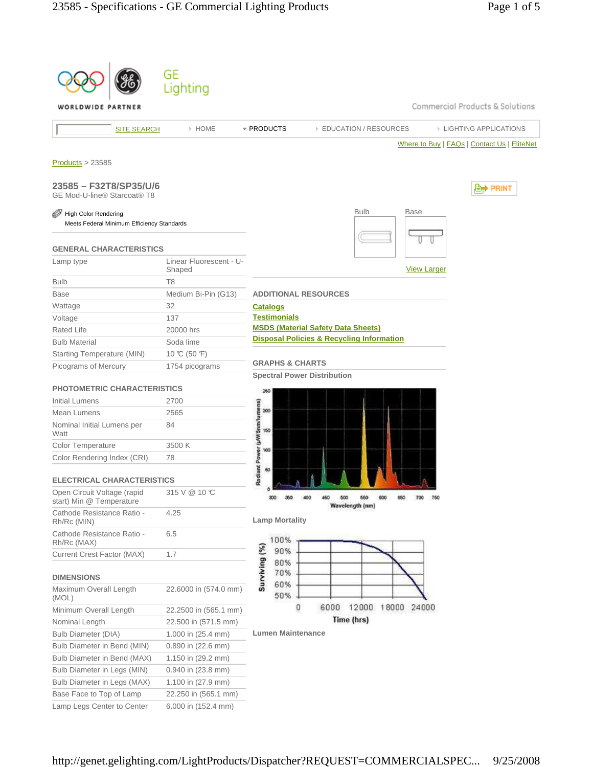GE Lighting

WORLDWIDE PARTNER

Commercial Products & Solutions

SITE SEARCH | HOME | PRODUCTS | EDUCATION / RESOURCES | LIGHTING APPLICATIONS

Where to Buy | FAQs | Contact Us | EliteNet

Products > 23585

## 23585 – F32T8/SP35/U/6

GE Mod-U-line® Starcoat® T8

PRINT

High Color Rendering

Meets Federal Minimum Efficiency Standards

Bulb | Base

View Larger

### GENERAL CHARACTERISTICS

| | |
|---|---|
| Lamp type | Linear Fluorescent - U-Shaped |
| Bulb | T8 |
| Base | Medium Bi-Pin (G13) |
| Wattage | 32 |
| Voltage | 137 |
| Rated Life | 20000 hrs |
| Bulb Material | Soda lime |
| Starting Temperature (MIN) | 10 ℃ (50 ℉) |
| Picograms of Mercury | 1754 picograms |

### PHOTOMETRIC CHARACTERISTICS

| | |
|---|---|
| Initial Lumens | 2700 |
| Mean Lumens | 2565 |
| Nominal Initial Lumens per Watt | 84 |
| Color Temperature | 3500 K |
| Color Rendering Index (CRI) | 78 |

### ELECTRICAL CHARACTERISTICS

| | |
|---|---|
| Open Circuit Voltage (rapid start) Min @ Temperature | 315 V @ 10 ℃ |
| Cathode Resistance Ratio - Rh/Rc (MIN) | 4.25 |
| Cathode Resistance Ratio - Rh/Rc (MAX) | 6.5 |
| Current Crest Factor (MAX) | 1.7 |

### DIMENSIONS

| | |
|---|---|
| Maximum Overall Length (MOL) | 22.6000 in (574.0 mm) |
| Minimum Overall Length | 22.2500 in (565.1 mm) |
| Nominal Length | 22.500 in (571.5 mm) |
| Bulb Diameter (DIA) | 1.000 in (25.4 mm) |
| Bulb Diameter in Bend (MIN) | 0.890 in (22.6 mm) |
| Bulb Diameter in Bend (MAX) | 1.150 in (29.2 mm) |
| Bulb Diameter in Legs (MIN) | 0.940 in (23.8 mm) |
| Bulb Diameter in Legs (MAX) | 1.100 in (27.9 mm) |
| Base Face to Top of Lamp | 22.250 in (565.1 mm) |
| Lamp Legs Center to Center | 6.000 in (152.4 mm) |

### ADDITIONAL RESOURCES

- **Catalogs**
- **Testimonials**
- **MSDS (Material Safety Data Sheets)**
- **Disposal Policies & Recycling Information**

### GRAPHS & CHARTS

**Spectral Power Distribution**

Radiant Power (µW/5nm/lumens) vs. Wavelength (nm)

**Lamp Mortality**

Surviving (%) vs. Time (hrs)

**Lumen Maintenance**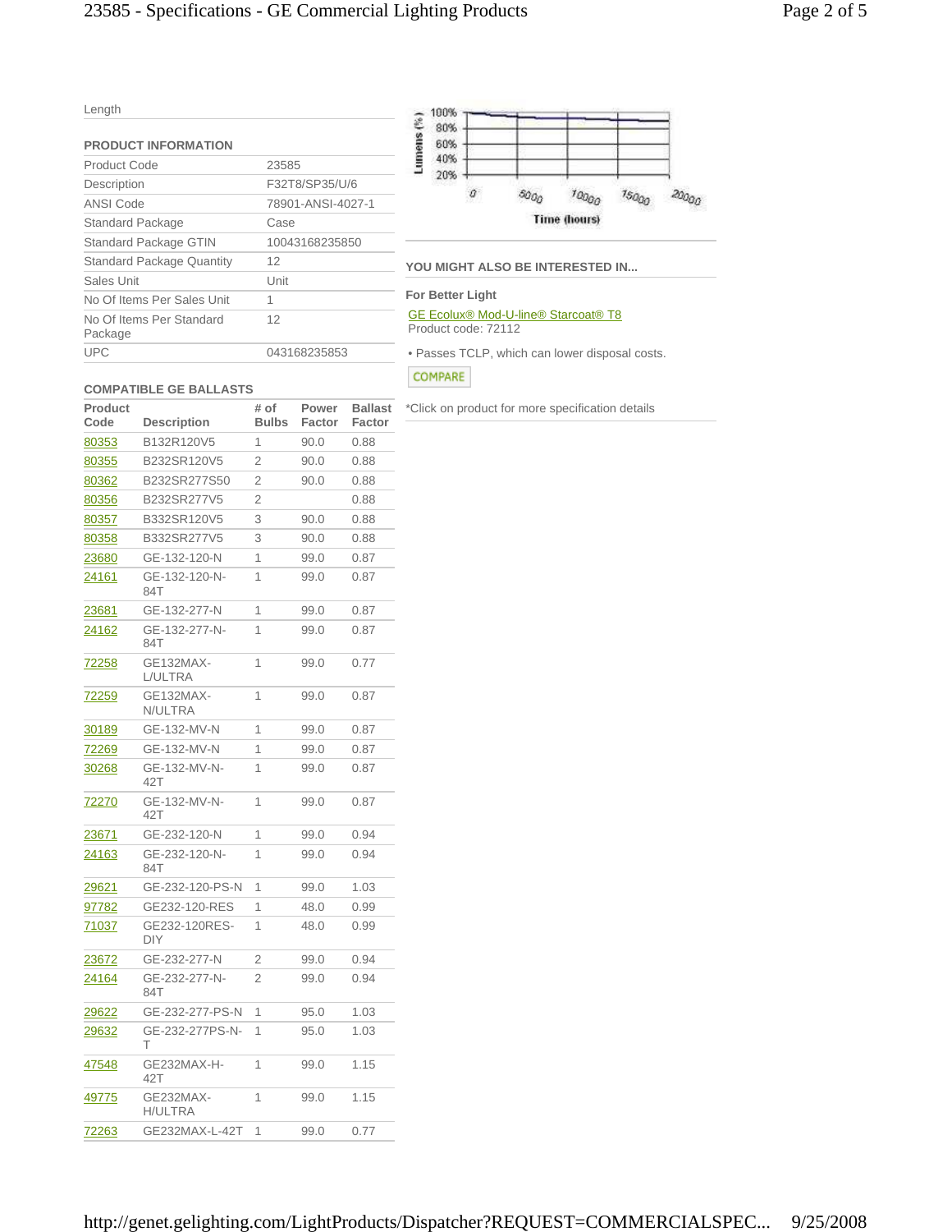Length

## PRODUCT INFORMATION

| | |
|---|---|
| Product Code | 23585 |
| Description | F32T8/SP35/U/6 |
| ANSI Code | 78901-ANSI-4027-1 |
| Standard Package | Case |
| Standard Package GTIN | 10043168235850 |
| Standard Package Quantity | 12 |
| Sales Unit | Unit |
| No Of Items Per Sales Unit | 1 |
| No Of Items Per Standard Package | 12 |
| UPC | 043168235853 |

## COMPATIBLE GE BALLASTS

| Product Code | Description | # of Bulbs | Power Factor | Ballast Factor |
|---|---|---|---|---|
| 80353 | B132R120V5 | 1 | 90.0 | 0.88 |
| 80355 | B232SR120V5 | 2 | 90.0 | 0.88 |
| 80362 | B232SR277S50 | 2 | 90.0 | 0.88 |
| 80356 | B232SR277V5 | 2 | | 0.88 |
| 80357 | B332SR120V5 | 3 | 90.0 | 0.88 |
| 80358 | B332SR277V5 | 3 | 90.0 | 0.88 |
| 23680 | GE-132-120-N | 1 | 99.0 | 0.87 |
| 24161 | GE-132-120-N-84T | 1 | 99.0 | 0.87 |
| 23681 | GE-132-277-N | 1 | 99.0 | 0.87 |
| 24162 | GE-132-277-N-84T | 1 | 99.0 | 0.87 |
| 72258 | GE132MAX-L/ULTRA | 1 | 99.0 | 0.77 |
| 72259 | GE132MAX-N/ULTRA | 1 | 99.0 | 0.87 |
| 30189 | GE-132-MV-N | 1 | 99.0 | 0.87 |
| 72269 | GE-132-MV-N | 1 | 99.0 | 0.87 |
| 30268 | GE-132-MV-N-42T | 1 | 99.0 | 0.87 |
| 72270 | GE-132-MV-N-42T | 1 | 99.0 | 0.87 |
| 23671 | GE-232-120-N | 1 | 99.0 | 0.94 |
| 24163 | GE-232-120-N-84T | 1 | 99.0 | 0.94 |
| 29621 | GE-232-120-PS-N | 1 | 99.0 | 1.03 |
| 97782 | GE232-120-RES | 1 | 48.0 | 0.99 |
| 71037 | GE232-120RES-DIY | 1 | 48.0 | 0.99 |
| 23672 | GE-232-277-N | 2 | 99.0 | 0.94 |
| 24164 | GE-232-277-N-84T | 2 | 99.0 | 0.94 |
| 29622 | GE-232-277-PS-N | 1 | 95.0 | 1.03 |
| 29632 | GE-232-277PS-N-T | 1 | 95.0 | 1.03 |
| 47548 | GE232MAX-H-42T | 1 | 99.0 | 1.15 |
| 49775 | GE232MAX-H/ULTRA | 1 | 99.0 | 1.15 |
| 72263 | GE232MAX-L-42T | 1 | 99.0 | 0.77 |

Lumens (%): 100%, 80%, 60%, 40%, 20%
Time (hours): 0, 5000, 10000, 15000, 20000

## YOU MIGHT ALSO BE INTERESTED IN...

**For Better Light**

GE Ecolux® Mod-U-line® Starcoat® T8
Product code: 72112

- Passes TCLP, which can lower disposal costs.

COMPARE

*Click on product for more specification details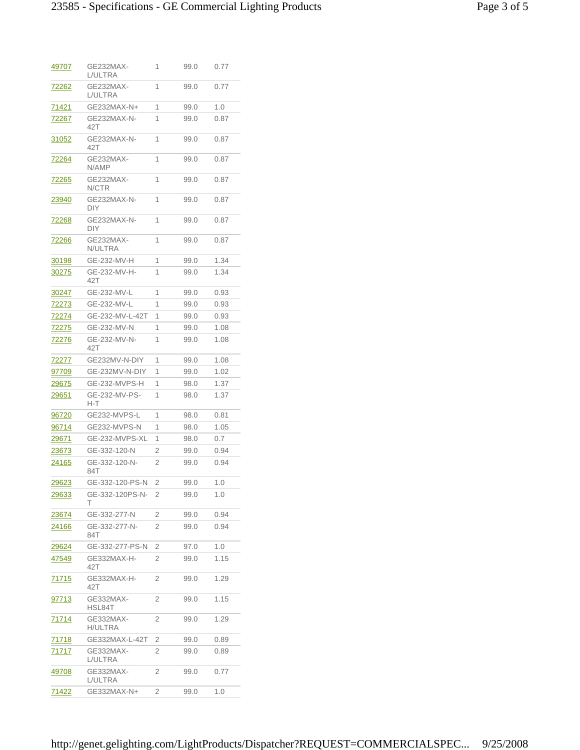| | | | | |
|---|---|---|---|---|
| 49707 | GE232MAX-L/ULTRA | 1 | 99.0 | 0.77 |
| 72262 | GE232MAX-L/ULTRA | 1 | 99.0 | 0.77 |
| 71421 | GE232MAX-N+ | 1 | 99.0 | 1.0 |
| 72267 | GE232MAX-N-42T | 1 | 99.0 | 0.87 |
| 31052 | GE232MAX-N-42T | 1 | 99.0 | 0.87 |
| 72264 | GE232MAX-N/AMP | 1 | 99.0 | 0.87 |
| 72265 | GE232MAX-N/CTR | 1 | 99.0 | 0.87 |
| 23940 | GE232MAX-N-DIY | 1 | 99.0 | 0.87 |
| 72268 | GE232MAX-N-DIY | 1 | 99.0 | 0.87 |
| 72266 | GE232MAX-N/ULTRA | 1 | 99.0 | 0.87 |
| 30198 | GE-232-MV-H | 1 | 99.0 | 1.34 |
| 30275 | GE-232-MV-H-42T | 1 | 99.0 | 1.34 |
| 30247 | GE-232-MV-L | 1 | 99.0 | 0.93 |
| 72273 | GE-232-MV-L | 1 | 99.0 | 0.93 |
| 72274 | GE-232-MV-L-42T | 1 | 99.0 | 0.93 |
| 72275 | GE-232-MV-N | 1 | 99.0 | 1.08 |
| 72276 | GE-232-MV-N-42T | 1 | 99.0 | 1.08 |
| 72277 | GE232MV-N-DIY | 1 | 99.0 | 1.08 |
| 97709 | GE-232MV-N-DIY | 1 | 99.0 | 1.02 |
| 29675 | GE-232-MVPS-H | 1 | 98.0 | 1.37 |
| 29651 | GE-232-MV-PS-H-T | 1 | 98.0 | 1.37 |
| 96720 | GE232-MVPS-L | 1 | 98.0 | 0.81 |
| 96714 | GE232-MVPS-N | 1 | 98.0 | 1.05 |
| 29671 | GE-232-MVPS-XL | 1 | 98.0 | 0.7 |
| 23673 | GE-332-120-N | 2 | 99.0 | 0.94 |
| 24165 | GE-332-120-N-84T | 2 | 99.0 | 0.94 |
| 29623 | GE-332-120-PS-N | 2 | 99.0 | 1.0 |
| 29633 | GE-332-120PS-N-T | 2 | 99.0 | 1.0 |
| 23674 | GE-332-277-N | 2 | 99.0 | 0.94 |
| 24166 | GE-332-277-N-84T | 2 | 99.0 | 0.94 |
| 29624 | GE-332-277-PS-N | 2 | 97.0 | 1.0 |
| 47549 | GE332MAX-H-42T | 2 | 99.0 | 1.15 |
| 71715 | GE332MAX-H-42T | 2 | 99.0 | 1.29 |
| 97713 | GE332MAX-HSL84T | 2 | 99.0 | 1.15 |
| 71714 | GE332MAX-H/ULTRA | 2 | 99.0 | 1.29 |
| 71718 | GE332MAX-L-42T | 2 | 99.0 | 0.89 |
| 71717 | GE332MAX-L/ULTRA | 2 | 99.0 | 0.89 |
| 49708 | GE332MAX-L/ULTRA | 2 | 99.0 | 0.77 |
| 71422 | GE332MAX-N+ | 2 | 99.0 | 1.0 |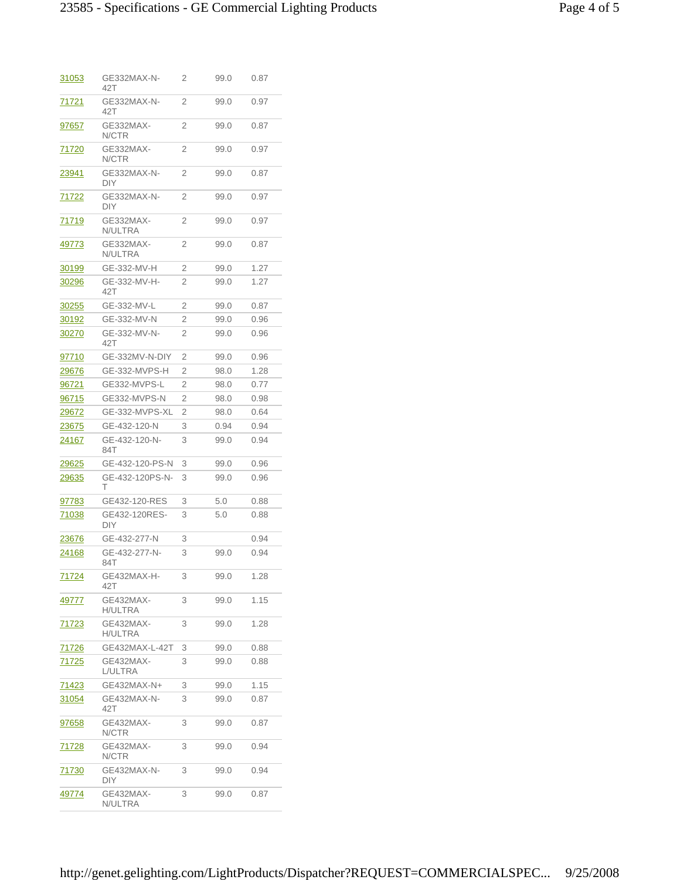| | | | | |
|---|---|---|---|---|
| 31053 | GE332MAX-N-42T | 2 | 99.0 | 0.87 |
| 71721 | GE332MAX-N-42T | 2 | 99.0 | 0.97 |
| 97657 | GE332MAX-N/CTR | 2 | 99.0 | 0.87 |
| 71720 | GE332MAX-N/CTR | 2 | 99.0 | 0.97 |
| 23941 | GE332MAX-N-DIY | 2 | 99.0 | 0.87 |
| 71722 | GE332MAX-N-DIY | 2 | 99.0 | 0.97 |
| 71719 | GE332MAX-N/ULTRA | 2 | 99.0 | 0.97 |
| 49773 | GE332MAX-N/ULTRA | 2 | 99.0 | 0.87 |
| 30199 | GE-332-MV-H | 2 | 99.0 | 1.27 |
| 30296 | GE-332-MV-H-42T | 2 | 99.0 | 1.27 |
| 30255 | GE-332-MV-L | 2 | 99.0 | 0.87 |
| 30192 | GE-332-MV-N | 2 | 99.0 | 0.96 |
| 30270 | GE-332-MV-N-42T | 2 | 99.0 | 0.96 |
| 97710 | GE-332MV-N-DIY | 2 | 99.0 | 0.96 |
| 29676 | GE-332-MVPS-H | 2 | 98.0 | 1.28 |
| 96721 | GE332-MVPS-L | 2 | 98.0 | 0.77 |
| 96715 | GE332-MVPS-N | 2 | 98.0 | 0.98 |
| 29672 | GE-332-MVPS-XL | 2 | 98.0 | 0.64 |
| 23675 | GE-432-120-N | 3 | 0.94 | 0.94 |
| 24167 | GE-432-120-N-84T | 3 | 99.0 | 0.94 |
| 29625 | GE-432-120-PS-N | 3 | 99.0 | 0.96 |
| 29635 | GE-432-120PS-N-T | 3 | 99.0 | 0.96 |
| 97783 | GE432-120-RES | 3 | 5.0 | 0.88 |
| 71038 | GE432-120RES-DIY | 3 | 5.0 | 0.88 |
| 23676 | GE-432-277-N | 3 | | 0.94 |
| 24168 | GE-432-277-N-84T | 3 | 99.0 | 0.94 |
| 71724 | GE432MAX-H-42T | 3 | 99.0 | 1.28 |
| 49777 | GE432MAX-H/ULTRA | 3 | 99.0 | 1.15 |
| 71723 | GE432MAX-H/ULTRA | 3 | 99.0 | 1.28 |
| 71726 | GE432MAX-L-42T | 3 | 99.0 | 0.88 |
| 71725 | GE432MAX-L/ULTRA | 3 | 99.0 | 0.88 |
| 71423 | GE432MAX-N+ | 3 | 99.0 | 1.15 |
| 31054 | GE432MAX-N-42T | 3 | 99.0 | 0.87 |
| 97658 | GE432MAX-N/CTR | 3 | 99.0 | 0.87 |
| 71728 | GE432MAX-N/CTR | 3 | 99.0 | 0.94 |
| 71730 | GE432MAX-N-DIY | 3 | 99.0 | 0.94 |
| 49774 | GE432MAX-N/ULTRA | 3 | 99.0 | 0.87 |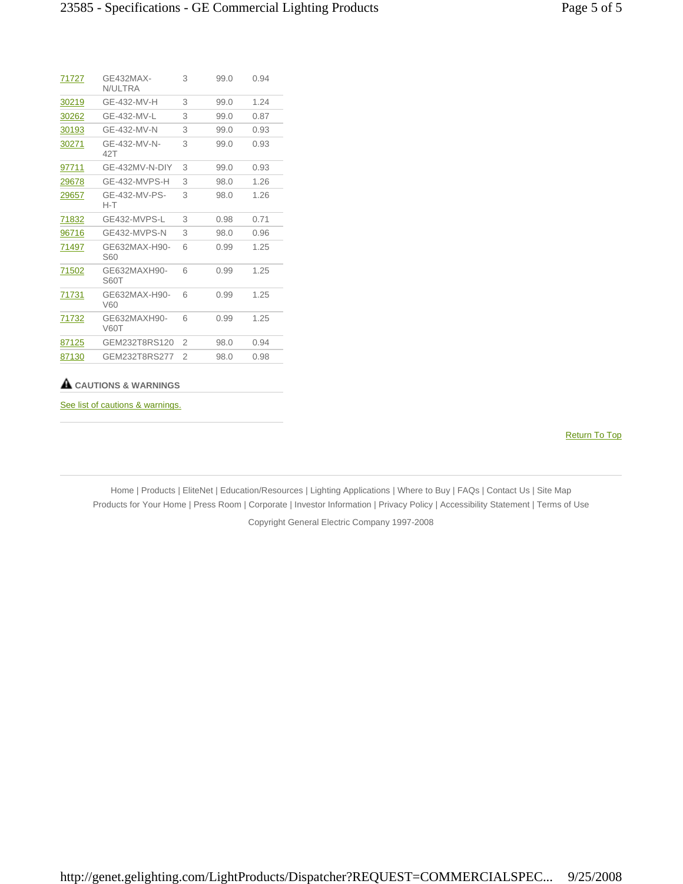| | | | | |
|---|---|---|---|---|
| 71727 | GE432MAX-N/ULTRA | 3 | 99.0 | 0.94 |
| 30219 | GE-432-MV-H | 3 | 99.0 | 1.24 |
| 30262 | GE-432-MV-L | 3 | 99.0 | 0.87 |
| 30193 | GE-432-MV-N | 3 | 99.0 | 0.93 |
| 30271 | GE-432-MV-N-42T | 3 | 99.0 | 0.93 |
| 97711 | GE-432MV-N-DIY | 3 | 99.0 | 0.93 |
| 29678 | GE-432-MVPS-H | 3 | 98.0 | 1.26 |
| 29657 | GE-432-MV-PS-H-T | 3 | 98.0 | 1.26 |
| 71832 | GE432-MVPS-L | 3 | 0.98 | 0.71 |
| 96716 | GE432-MVPS-N | 3 | 98.0 | 0.96 |
| 71497 | GE632MAX-H90-S60 | 6 | 0.99 | 1.25 |
| 71502 | GE632MAXH90-S60T | 6 | 0.99 | 1.25 |
| 71731 | GE632MAX-H90-V60 | 6 | 0.99 | 1.25 |
| 71732 | GE632MAXH90-V60T | 6 | 0.99 | 1.25 |
| 87125 | GEM232T8RS120 | 2 | 98.0 | 0.94 |
| 87130 | GEM232T8RS277 | 2 | 98.0 | 0.98 |

**CAUTIONS & WARNINGS**

See list of cautions & warnings.

Return To Top

Home | Products | EliteNet | Education/Resources | Lighting Applications | Where to Buy | FAQs | Contact Us | Site Map
Products for Your Home | Press Room | Corporate | Investor Information | Privacy Policy | Accessibility Statement | Terms of Use

Copyright General Electric Company 1997-2008